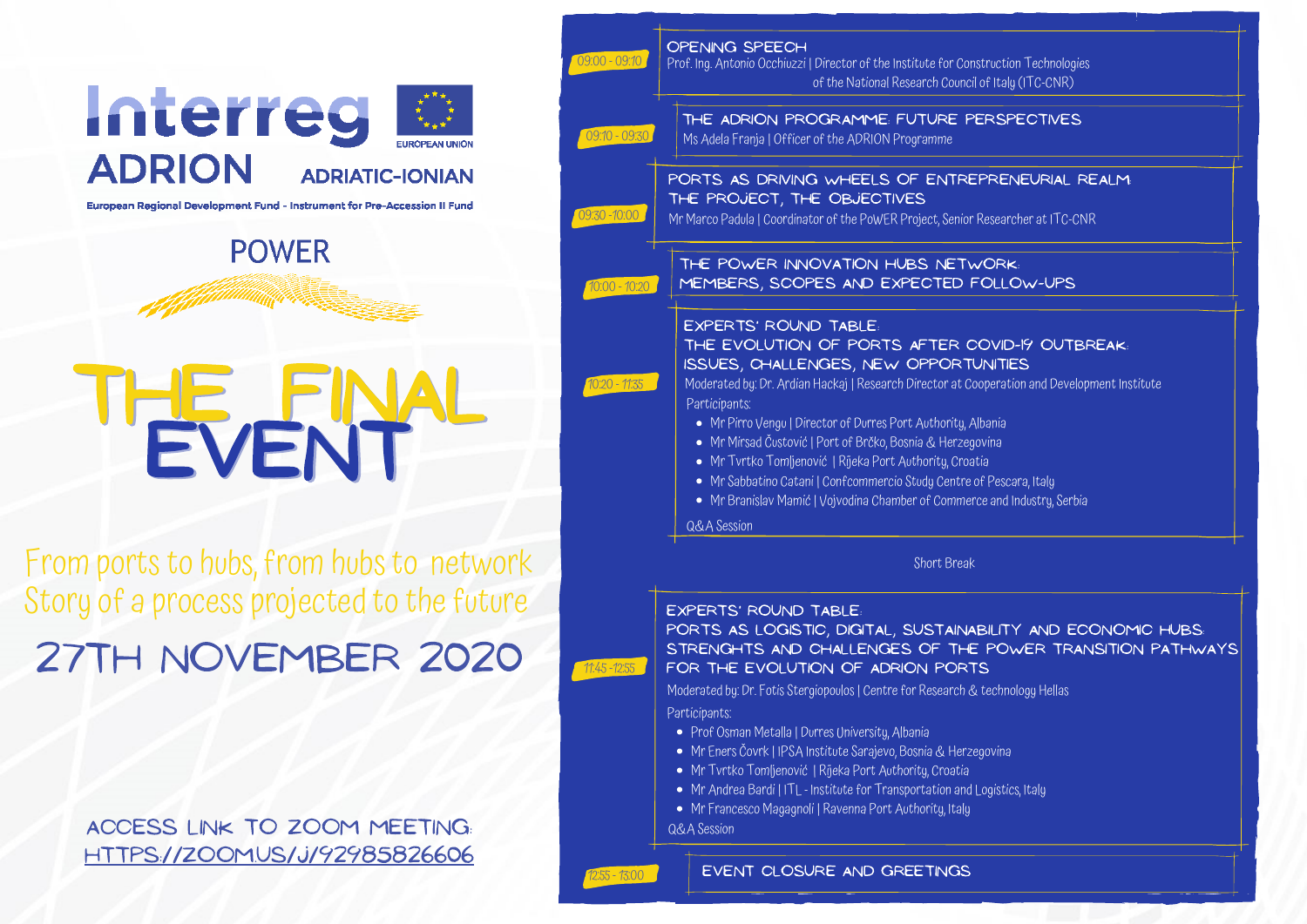Interreg ADRION ADRIATIC-IONIAN

EUROPEAN UNION

European Regional Development Fund - Instrument for Pre-Accession II Fund

POWER

# THE FINAL EVENT

From ports to hubs, from hubs to network
Story of a process projected to the future

## 27TH NOVEMBER 2020

ACCESS LINK TO ZOOM MEETING:
HTTPS://ZOOM.US/J/92985826606

---

**09:00 - 09:10**
**OPENING SPEECH**
Prof. Ing. Antonio Occhiuzzi | Director of the Institute for Construction Technologies of the National Research Council of Italy (ITC-CNR)

**09:10 - 09:30**
**THE ADRION PROGRAMME: FUTURE PERSPECTIVES**
Ms Adela Franja | Officer of the ADRION Programme

**09:30 - 10:00**
**PORTS AS DRIVING WHEELS OF ENTREPRENEURIAL REALM: THE PROJECT, THE OBJECTIVES**
Mr Marco Padula | Coordinator of the PoWER Project, Senior Researcher at ITC-CNR

**10:00 - 10:20**
**THE POWER INNOVATION HUBS NETWORK: MEMBERS, SCOPES AND EXPECTED FOLLOW-UPS**

**10:20 - 11:35**
**EXPERTS' ROUND TABLE: THE EVOLUTION OF PORTS AFTER COVID-19 OUTBREAK: ISSUES, CHALLENGES, NEW OPPORTUNITIES**
Moderated by: Dr. Ardian Hackaj | Research Director at Cooperation and Development Institute
Participants:
- Mr Pirro Vengu | Director of Durres Port Authority, Albania
- Mr Mirsad Čustović | Port of Brčko, Bosnia & Herzegovina
- Mr Tvrtko Tomljenović | Rijeka Port Authority, Croatia
- Mr Sabbatino Catani | Confcommercio Study Centre of Pescara, Italy
- Mr Branislav Mamić | Vojvodina Chamber of Commerce and Industry, Serbia

Q&A Session

Short Break

**11:45 - 12:55**
**EXPERTS' ROUND TABLE: PORTS AS LOGISTIC, DIGITAL, SUSTAINABILITY AND ECONOMIC HUBS. STRENGHTS AND CHALLENGES OF THE POWER TRANSITION PATHWAYS FOR THE EVOLUTION OF ADRION PORTS**
Moderated by: Dr. Fotis Stergiopoulos | Centre for Research & technology Hellas
Participants:
- Prof Osman Metalla | Durres University, Albania
- Mr Eners Čovrk | IPSA Institute Sarajevo, Bosnia & Herzegovina
- Mr Tvrtko Tomljenović | Rijeka Port Authority, Croatia
- Mr Andrea Bardi | ITL - Institute for Transportation and Logistics, Italy
- Mr Francesco Magagnoli | Ravenna Port Authority, Italy

Q&A Session

**12:55 - 13:00**
**EVENT CLOSURE AND GREETINGS**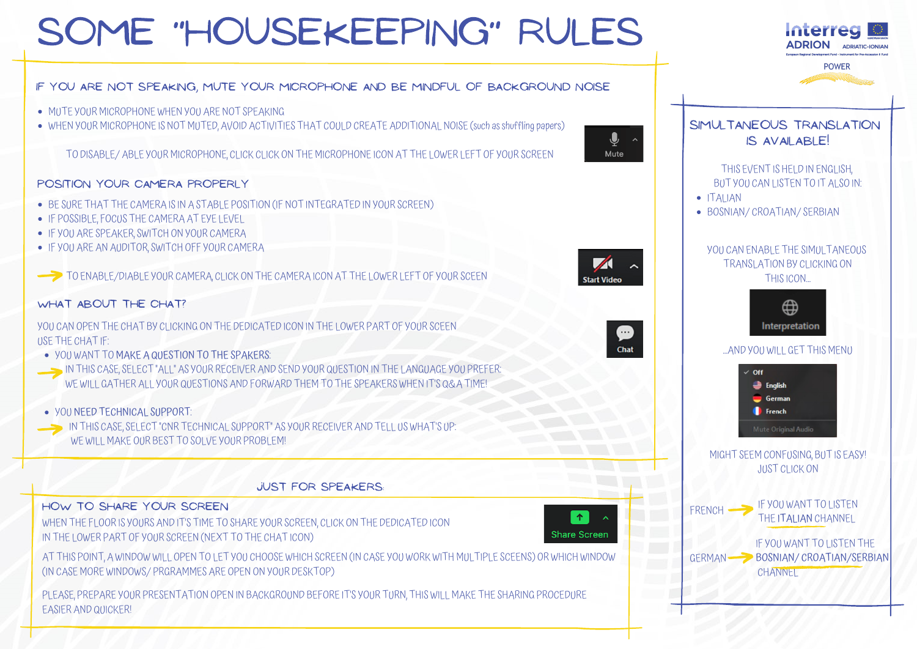# SOME "HOUSEKEEPING" RULES

Interreg ADRION ADRIATIC-IONIAN
European Regional Development Fund - Instrument for Pre-Accession II Fund
POWER

## IF YOU ARE NOT SPEAKING, MUTE YOUR MICROPHONE AND BE MINDFUL OF BACKGROUND NOISE

- MUTE YOUR MICROPHONE WHEN YOU ARE NOT SPEAKING
- WHEN YOUR MICROPHONE IS NOT MUTED, AVOID ACTIVITIES THAT COULD CREATE ADDITIONAL NOISE (such as shuffling papers)

TO DISABLE/ ABLE YOUR MICROPHONE, CLICK CLICK ON THE MICROPHONE ICON AT THE LOWER LEFT OF YOUR SCREEN

Mute

## POSITION YOUR CAMERA PROPERLY

- BE SURE THAT THE CAMERA IS IN A STABLE POSITION (IF NOT INTEGRATED IN YOUR SCREEN)
- IF POSSIBLE, FOCUS THE CAMERA AT EYE LEVEL
- IF YOU ARE SPEAKER, SWITCH ON YOUR CAMERA
- IF YOU ARE AN AUDITOR, SWITCH OFF YOUR CAMERA

→ TO ENABLE/DIABLE YOUR CAMERA, CLICK ON THE CAMERA ICON AT THE LOWER LEFT OF YOUR SCEEN

Start Video

## WHAT ABOUT THE CHAT?

YOU CAN OPEN THE CHAT BY CLICKING ON THE DEDICATED ICON IN THE LOWER PART OF YOUR SCEEN

Chat

USE THE CHAT IF:

- YOU WANT TO MAKE A QUESTION TO THE SPAKERS:
  → IN THIS CASE, SELECT "ALL" AS YOUR RECEIVER AND SEND YOUR QUESTION IN THE LANGUAGE YOU PREFER: WE WILL GATHER ALL YOUR QUESTIONS AND FORWARD THEM TO THE SPEAKERS WHEN IT'S Q&A TIME!
- YOU NEED TECHNICAL SUPPORT:
  → IN THIS CASE, SELECT "CNR TECHNICAL SUPPORT" AS YOUR RECEIVER AND TELL US WHAT'S UP: WE WILL MAKE OUR BEST TO SOLVE YOUR PROBLEM!

## JUST FOR SPEAKERS:

### HOW TO SHARE YOUR SCREEN

WHEN THE FLOOR IS YOURS AND IT'S TIME TO SHARE YOUR SCREEN, CLICK ON THE DEDICATED ICON IN THE LOWER PART OF YOUR SCREEN (NEXT TO THE CHAT ICON)

Share Screen

AT THIS POINT, A WINDOW WILL OPEN TO LET YOU CHOOSE WHICH SCREEN (IN CASE YOU WORK WITH MULTIPLE SCEENS) OR WHICH WINDOW (IN CASE MORE WINDOWS/ PRGRAMMES ARE OPEN ON YOUR DESKTOP)

PLEASE, PREPARE YOUR PRESENTATION OPEN IN BACKGROUND BEFORE IT'S YOUR TURN, THIS WILL MAKE THE SHARING PROCEDURE EASIER AND QUICKER!

## SIMULTANEOUS TRANSLATION IS AVAILABLE!

THIS EVENT IS HELD IN ENGLISH, BUT YOU CAN LISTEN TO IT ALSO IN:

- ITALIAN
- BOSNIAN/ CROATIAN/ SERBIAN

YOU CAN ENABLE THE SIMULTANEOUS TRANSLATION BY CLICKING ON THIS ICON...

Interpretation

...AND YOU WILL GET THIS MENU

Off
English
German
French
Mute Original Audio

MIGHT SEEM CONFUSING, BUT IS EASY! JUST CLICK ON

FRENCH → IF YOU WANT TO LISTEN THE ITALIAN CHANNEL

GERMAN → IF YOU WANT TO LISTEN THE BOSNIAN/ CROATIAN/SERBIAN CHANNEL